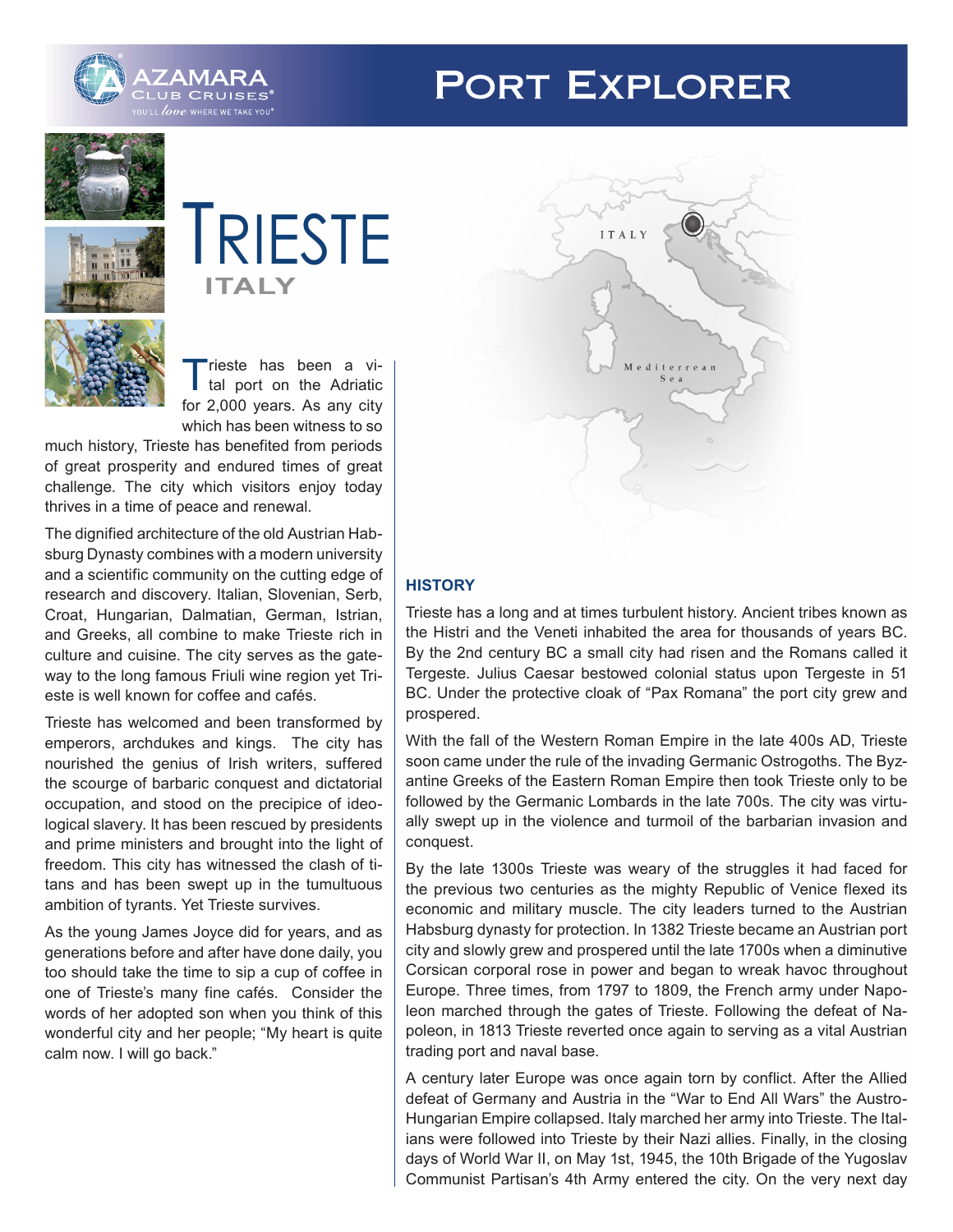# Port Explorer

# Trieste

## ITALY

Trieste has been a vital port on the Adriatic for 2,000 years. As any city which has been witness to so much history, Trieste has benefited from periods of great prosperity and endured times of great challenge. The city which visitors enjoy today thrives in a time of peace and renewal.

The dignified architecture of the old Austrian Habsburg Dynasty combines with a modern university and a scientific community on the cutting edge of research and discovery. Italian, Slovenian, Serb, Croat, Hungarian, Dalmatian, German, Istrian, and Greeks, all combine to make Trieste rich in culture and cuisine. The city serves as the gateway to the long famous Friuli wine region yet Trieste is well known for coffee and cafés.

Trieste has welcomed and been transformed by emperors, archdukes and kings. The city has nourished the genius of Irish writers, suffered the scourge of barbaric conquest and dictatorial occupation, and stood on the precipice of ideological slavery. It has been rescued by presidents and prime ministers and brought into the light of freedom. This city has witnessed the clash of titans and has been swept up in the tumultuous ambition of tyrants. Yet Trieste survives.

As the young James Joyce did for years, and as generations before and after have done daily, you too should take the time to sip a cup of coffee in one of Trieste's many fine cafés. Consider the words of her adopted son when you think of this wonderful city and her people; "My heart is quite calm now. I will go back."

### HISTORY

Trieste has a long and at times turbulent history. Ancient tribes known as the Histri and the Veneti inhabited the area for thousands of years BC. By the 2nd century BC a small city had risen and the Romans called it Tergeste. Julius Caesar bestowed colonial status upon Tergeste in 51 BC. Under the protective cloak of "Pax Romana" the port city grew and prospered.

With the fall of the Western Roman Empire in the late 400s AD, Trieste soon came under the rule of the invading Germanic Ostrogoths. The Byzantine Greeks of the Eastern Roman Empire then took Trieste only to be followed by the Germanic Lombards in the late 700s. The city was virtually swept up in the violence and turmoil of the barbarian invasion and conquest.

By the late 1300s Trieste was weary of the struggles it had faced for the previous two centuries as the mighty Republic of Venice flexed its economic and military muscle. The city leaders turned to the Austrian Habsburg dynasty for protection. In 1382 Trieste became an Austrian port city and slowly grew and prospered until the late 1700s when a diminutive Corsican corporal rose in power and began to wreak havoc throughout Europe. Three times, from 1797 to 1809, the French army under Napoleon marched through the gates of Trieste. Following the defeat of Napoleon, in 1813 Trieste reverted once again to serving as a vital Austrian trading port and naval base.

A century later Europe was once again torn by conflict. After the Allied defeat of Germany and Austria in the "War to End All Wars" the Austro-Hungarian Empire collapsed. Italy marched her army into Trieste. The Italians were followed into Trieste by their Nazi allies. Finally, in the closing days of World War II, on May 1st, 1945, the 10th Brigade of the Yugoslav Communist Partisan's 4th Army entered the city. On the very next day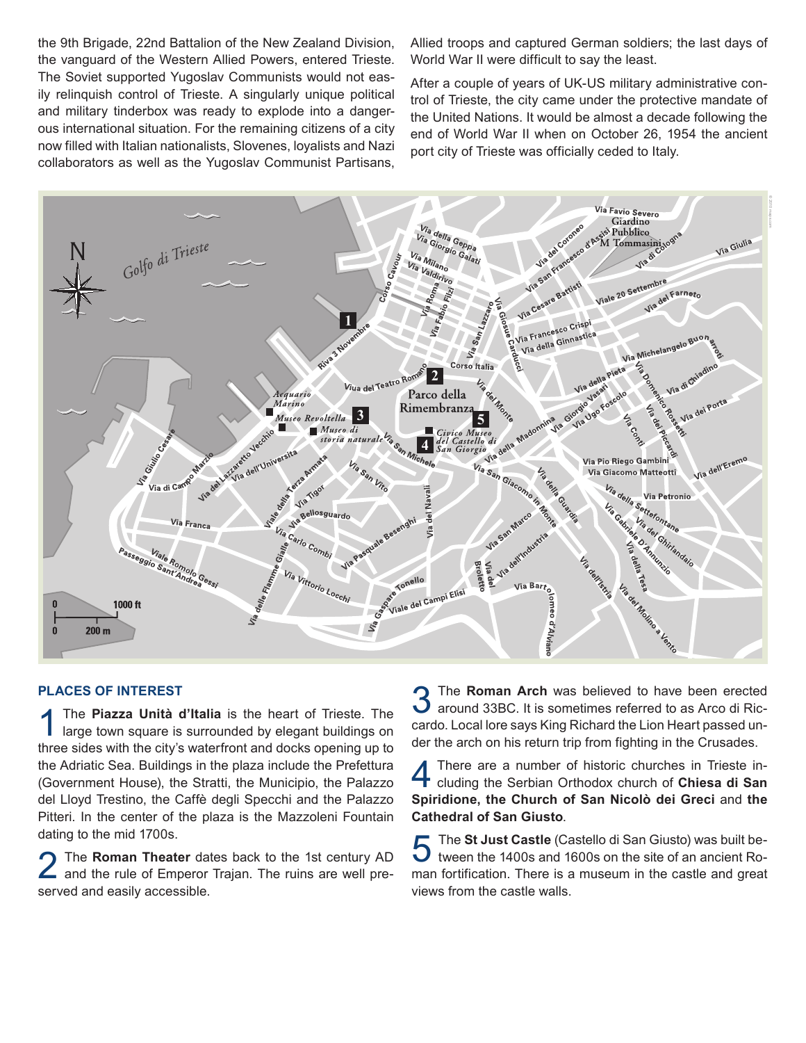the 9th Brigade, 22nd Battalion of the New Zealand Division, the vanguard of the Western Allied Powers, entered Trieste. The Soviet supported Yugoslav Communists would not easily relinquish control of Trieste. A singularly unique political and military tinderbox was ready to explode into a dangerous international situation. For the remaining citizens of a city now filled with Italian nationalists, Slovenes, loyalists and Nazi collaborators as well as the Yugoslav Communist Partisans, Allied troops and captured German soldiers; the last days of World War II were difficult to say the least.

After a couple of years of UK-US military administrative control of Trieste, the city came under the protective mandate of the United Nations. It would be almost a decade following the end of World War II when on October 26, 1954 the ancient port city of Trieste was officially ceded to Italy.

## PLACES OF INTEREST

**1** The **Piazza Unità d'Italia** is the heart of Trieste. The large town square is surrounded by elegant buildings on three sides with the city's waterfront and docks opening up to the Adriatic Sea. Buildings in the plaza include the Prefettura (Government House), the Stratti, the Municipio, the Palazzo del Lloyd Trestino, the Caffè degli Specchi and the Palazzo Pitteri. In the center of the plaza is the Mazzoleni Fountain dating to the mid 1700s.

**2** The **Roman Theater** dates back to the 1st century AD and the rule of Emperor Trajan. The ruins are well preserved and easily accessible.

**3** The **Roman Arch** was believed to have been erected around 33BC. It is sometimes referred to as Arco di Riccardo. Local lore says King Richard the Lion Heart passed under the arch on his return trip from fighting in the Crusades.

**4** There are a number of historic churches in Trieste including the Serbian Orthodox church of **Chiesa di San Spiridione, the Church of San Nicolò dei Greci** and **the Cathedral of San Giusto**.

**5** The **St Just Castle** (Castello di San Giusto) was built between the 1400s and 1600s on the site of an ancient Roman fortification. There is a museum in the castle and great views from the castle walls.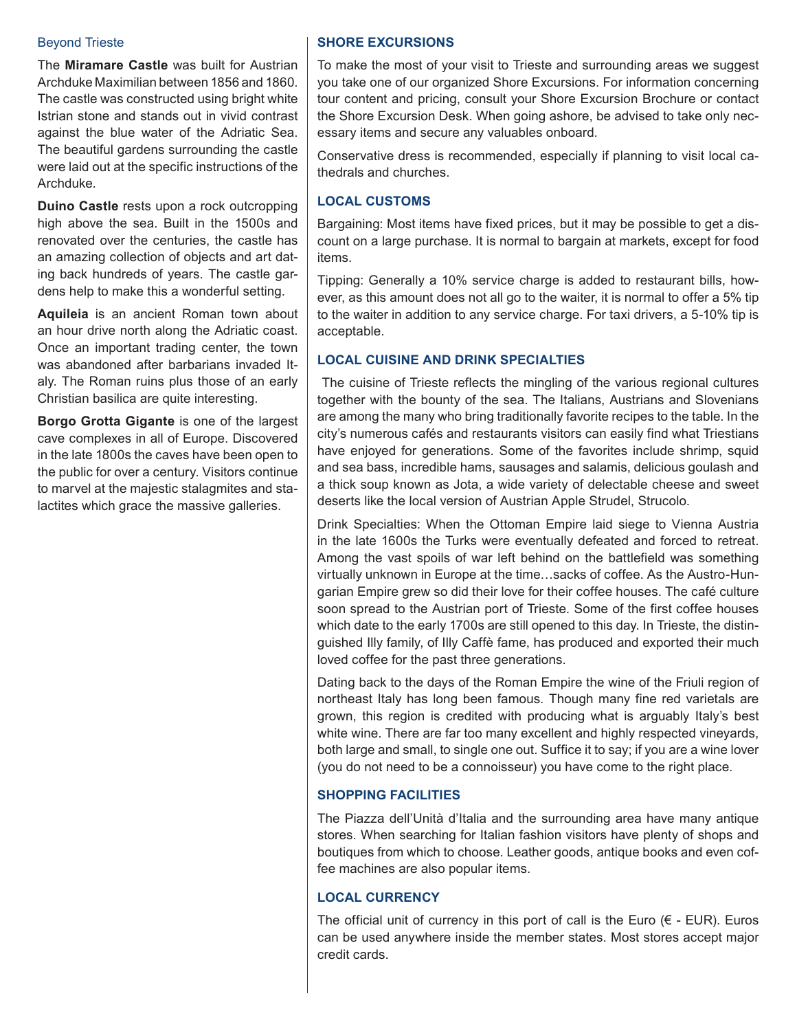## Beyond Trieste

The **Miramare Castle** was built for Austrian Archduke Maximilian between 1856 and 1860. The castle was constructed using bright white Istrian stone and stands out in vivid contrast against the blue water of the Adriatic Sea. The beautiful gardens surrounding the castle were laid out at the specific instructions of the Archduke.

**Duino Castle** rests upon a rock outcropping high above the sea. Built in the 1500s and renovated over the centuries, the castle has an amazing collection of objects and art dating back hundreds of years. The castle gardens help to make this a wonderful setting.

**Aquileia** is an ancient Roman town about an hour drive north along the Adriatic coast. Once an important trading center, the town was abandoned after barbarians invaded Italy. The Roman ruins plus those of an early Christian basilica are quite interesting.

**Borgo Grotta Gigante** is one of the largest cave complexes in all of Europe. Discovered in the late 1800s the caves have been open to the public for over a century. Visitors continue to marvel at the majestic stalagmites and stalactites which grace the massive galleries.

## SHORE EXCURSIONS

To make the most of your visit to Trieste and surrounding areas we suggest you take one of our organized Shore Excursions. For information concerning tour content and pricing, consult your Shore Excursion Brochure or contact the Shore Excursion Desk. When going ashore, be advised to take only necessary items and secure any valuables onboard.

Conservative dress is recommended, especially if planning to visit local cathedrals and churches.

## LOCAL CUSTOMS

Bargaining: Most items have fixed prices, but it may be possible to get a discount on a large purchase. It is normal to bargain at markets, except for food items.

Tipping: Generally a 10% service charge is added to restaurant bills, however, as this amount does not all go to the waiter, it is normal to offer a 5% tip to the waiter in addition to any service charge. For taxi drivers, a 5-10% tip is acceptable.

## LOCAL CUISINE AND DRINK SPECIALTIES

The cuisine of Trieste reflects the mingling of the various regional cultures together with the bounty of the sea. The Italians, Austrians and Slovenians are among the many who bring traditionally favorite recipes to the table. In the city's numerous cafés and restaurants visitors can easily find what Triestians have enjoyed for generations. Some of the favorites include shrimp, squid and sea bass, incredible hams, sausages and salamis, delicious goulash and a thick soup known as Jota, a wide variety of delectable cheese and sweet deserts like the local version of Austrian Apple Strudel, Strucolo.

Drink Specialties: When the Ottoman Empire laid siege to Vienna Austria in the late 1600s the Turks were eventually defeated and forced to retreat. Among the vast spoils of war left behind on the battlefield was something virtually unknown in Europe at the time…sacks of coffee. As the Austro-Hungarian Empire grew so did their love for their coffee houses. The café culture soon spread to the Austrian port of Trieste. Some of the first coffee houses which date to the early 1700s are still opened to this day. In Trieste, the distinguished Illy family, of Illy Caffè fame, has produced and exported their much loved coffee for the past three generations.

Dating back to the days of the Roman Empire the wine of the Friuli region of northeast Italy has long been famous. Though many fine red varietals are grown, this region is credited with producing what is arguably Italy's best white wine. There are far too many excellent and highly respected vineyards, both large and small, to single one out. Suffice it to say; if you are a wine lover (you do not need to be a connoisseur) you have come to the right place.

## SHOPPING FACILITIES

The Piazza dell'Unità d'Italia and the surrounding area have many antique stores. When searching for Italian fashion visitors have plenty of shops and boutiques from which to choose. Leather goods, antique books and even coffee machines are also popular items.

## LOCAL CURRENCY

The official unit of currency in this port of call is the Euro (€ - EUR). Euros can be used anywhere inside the member states. Most stores accept major credit cards.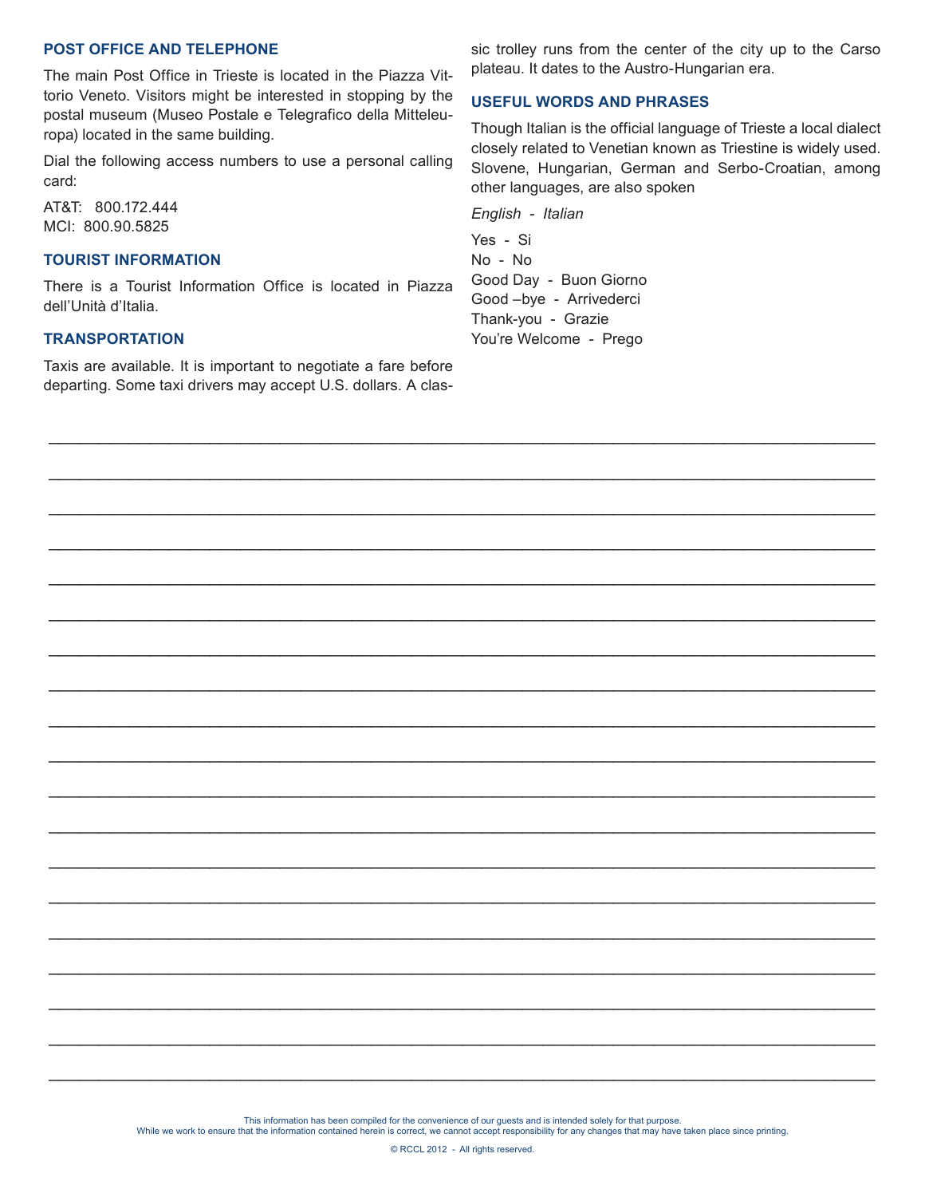## POST OFFICE AND TELEPHONE

The main Post Office in Trieste is located in the Piazza Vittorio Veneto. Visitors might be interested in stopping by the postal museum (Museo Postale e Telegrafico della Mitteleuropa) located in the same building.

Dial the following access numbers to use a personal calling card:

AT&T: 800.172.444
MCI: 800.90.5825

## TOURIST INFORMATION

There is a Tourist Information Office is located in Piazza dell'Unità d'Italia.

## TRANSPORTATION

Taxis are available. It is important to negotiate a fare before departing. Some taxi drivers may accept U.S. dollars. A classic trolley runs from the center of the city up to the Carso plateau. It dates to the Austro-Hungarian era.

## USEFUL WORDS AND PHRASES

Though Italian is the official language of Trieste a local dialect closely related to Venetian known as Triestine is widely used. Slovene, Hungarian, German and Serbo-Croatian, among other languages, are also spoken

*English - Italian*

Yes - Si
No - No
Good Day - Buon Giorno
Good –bye - Arrivederci
Thank-you - Grazie
You're Welcome - Prego

This information has been compiled for the convenience of our guests and is intended solely for that purpose.
While we work to ensure that the information contained herein is correct, we cannot accept responsibility for any changes that may have taken place since printing.

© RCCL 2012 - All rights reserved.